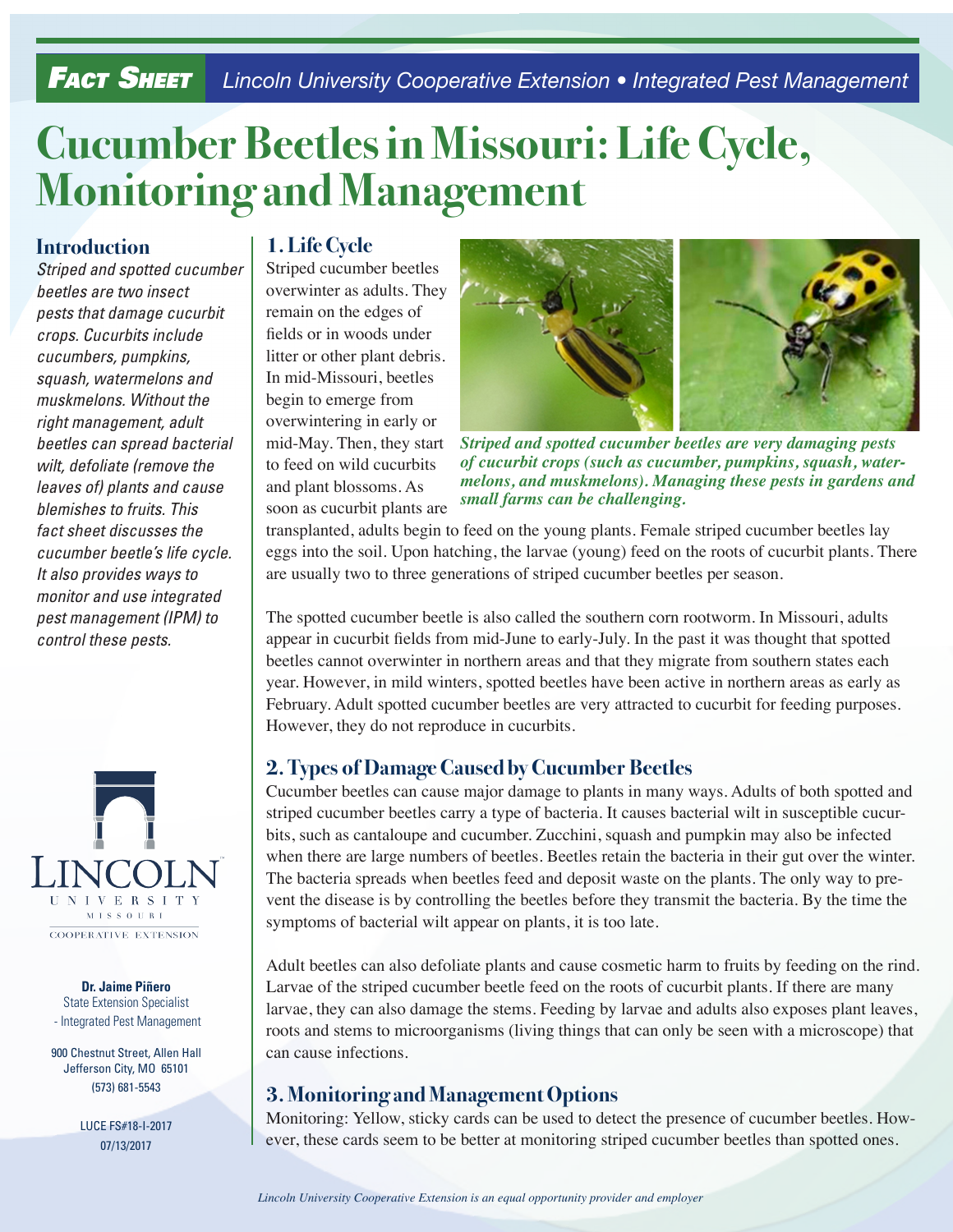**Fact Sheet** *Lincoln University Cooperative Extension • Integrated Pest Management*

# Cucumber Beetles in Missouri: Life Cycle, Monitoring and Management

## Introduction

*Striped and spotted cucumber beetles are two insect pests that damage cucurbit crops. Cucurbits include cucumbers, pumpkins, squash, watermelons and muskmelons. Without the right management, adult beetles can spread bacterial wilt, defoliate (remove the leaves of) plants and cause blemishes to fruits. This fact sheet discusses the cucumber beetle's life cycle. It also provides ways to monitor and use integrated pest management (IPM) to control these pests.*

Lincoln University Missouri Cooperative Extension

**Dr. Jaime Piñero**
State Extension Specialist
- Integrated Pest Management

900 Chestnut Street, Allen Hall
Jefferson City, MO 65101
(573) 681-5543

LUCE FS#18-I-2017
07/13/2017

## 1. Life Cycle

Striped cucumber beetles overwinter as adults. They remain on the edges of fields or in woods under litter or other plant debris. In mid-Missouri, beetles begin to emerge from overwintering in early or mid-May. Then, they start to feed on wild cucurbits and plant blossoms. As soon as cucurbit plants are transplanted, adults begin to feed on the young plants. Female striped cucumber beetles lay eggs into the soil. Upon hatching, the larvae (young) feed on the roots of cucurbit plants. There are usually two to three generations of striped cucumber beetles per season.

***Striped and spotted cucumber beetles are very damaging pests of cucurbit crops (such as cucumber, pumpkins, squash, watermelons, and muskmelons). Managing these pests in gardens and small farms can be challenging.***

The spotted cucumber beetle is also called the southern corn rootworm. In Missouri, adults appear in cucurbit fields from mid-June to early-July. In the past it was thought that spotted beetles cannot overwinter in northern areas and that they migrate from southern states each year. However, in mild winters, spotted beetles have been active in northern areas as early as February. Adult spotted cucumber beetles are very attracted to cucurbit for feeding purposes. However, they do not reproduce in cucurbits.

## 2. Types of Damage Caused by Cucumber Beetles

Cucumber beetles can cause major damage to plants in many ways. Adults of both spotted and striped cucumber beetles carry a type of bacteria. It causes bacterial wilt in susceptible cucurbits, such as cantaloupe and cucumber. Zucchini, squash and pumpkin may also be infected when there are large numbers of beetles. Beetles retain the bacteria in their gut over the winter. The bacteria spreads when beetles feed and deposit waste on the plants. The only way to prevent the disease is by controlling the beetles before they transmit the bacteria. By the time the symptoms of bacterial wilt appear on plants, it is too late.

Adult beetles can also defoliate plants and cause cosmetic harm to fruits by feeding on the rind. Larvae of the striped cucumber beetle feed on the roots of cucurbit plants. If there are many larvae, they can also damage the stems. Feeding by larvae and adults also exposes plant leaves, roots and stems to microorganisms (living things that can only be seen with a microscope) that can cause infections.

## 3. Monitoring and Management Options

Monitoring: Yellow, sticky cards can be used to detect the presence of cucumber beetles. However, these cards seem to be better at monitoring striped cucumber beetles than spotted ones.

*Lincoln University Cooperative Extension is an equal opportunity provider and employer*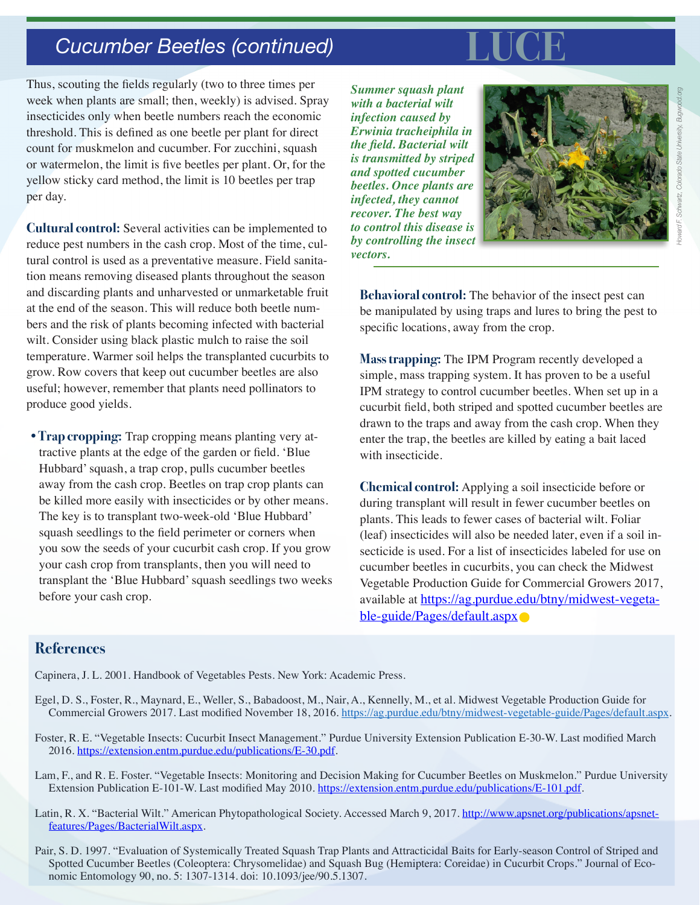## Cucumber Beetles (continued)

Thus, scouting the fields regularly (two to three times per week when plants are small; then, weekly) is advised. Spray insecticides only when beetle numbers reach the economic threshold. This is defined as one beetle per plant for direct count for muskmelon and cucumber. For zucchini, squash or watermelon, the limit is five beetles per plant. Or, for the yellow sticky card method, the limit is 10 beetles per trap per day.

**Cultural control:** Several activities can be implemented to reduce pest numbers in the cash crop. Most of the time, cultural control is used as a preventative measure. Field sanitation means removing diseased plants throughout the season and discarding plants and unharvested or unmarketable fruit at the end of the season. This will reduce both beetle numbers and the risk of plants becoming infected with bacterial wilt. Consider using black plastic mulch to raise the soil temperature. Warmer soil helps the transplanted cucurbits to grow. Row covers that keep out cucumber beetles are also useful; however, remember that plants need pollinators to produce good yields.

- **Trap cropping:** Trap cropping means planting very attractive plants at the edge of the garden or field. 'Blue Hubbard' squash, a trap crop, pulls cucumber beetles away from the cash crop. Beetles on trap crop plants can be killed more easily with insecticides or by other means. The key is to transplant two-week-old 'Blue Hubbard' squash seedlings to the field perimeter or corners when you sow the seeds of your cucurbit cash crop. If you grow your cash crop from transplants, then you will need to transplant the 'Blue Hubbard' squash seedlings two weeks before your cash crop.

***Summer squash plant with a bacterial wilt infection caused by Erwinia tracheiphila in the field. Bacterial wilt is transmitted by striped and spotted cucumber beetles. Once plants are infected, they cannot recover. The best way to control this disease is by controlling the insect vectors.***

Howard F. Schwartz, Colorado State University, Bugwood.org

**Behavioral control:** The behavior of the insect pest can be manipulated by using traps and lures to bring the pest to specific locations, away from the crop.

**Mass trapping:** The IPM Program recently developed a simple, mass trapping system. It has proven to be a useful IPM strategy to control cucumber beetles. When set up in a cucurbit field, both striped and spotted cucumber beetles are drawn to the traps and away from the cash crop. When they enter the trap, the beetles are killed by eating a bait laced with insecticide.

**Chemical control:** Applying a soil insecticide before or during transplant will result in fewer cucumber beetles on plants. This leads to fewer cases of bacterial wilt. Foliar (leaf) insecticides will also be needed later, even if a soil insecticide is used. For a list of insecticides labeled for use on cucumber beetles in cucurbits, you can check the Midwest Vegetable Production Guide for Commercial Growers 2017, available at https://ag.purdue.edu/btny/midwest-vegetable-guide/Pages/default.aspx

### References

Capinera, J. L. 2001. Handbook of Vegetables Pests. New York: Academic Press.

Egel, D. S., Foster, R., Maynard, E., Weller, S., Babadoost, M., Nair, A., Kennelly, M., et al. Midwest Vegetable Production Guide for Commercial Growers 2017. Last modified November 18, 2016. https://ag.purdue.edu/btny/midwest-vegetable-guide/Pages/default.aspx.

Foster, R. E. "Vegetable Insects: Cucurbit Insect Management." Purdue University Extension Publication E-30-W. Last modified March 2016. https://extension.entm.purdue.edu/publications/E-30.pdf.

Lam, F., and R. E. Foster. "Vegetable Insects: Monitoring and Decision Making for Cucumber Beetles on Muskmelon." Purdue University Extension Publication E-101-W. Last modified May 2010. https://extension.entm.purdue.edu/publications/E-101.pdf.

Latin, R. X. "Bacterial Wilt." American Phytopathological Society. Accessed March 9, 2017. http://www.apsnet.org/publications/apsnetfeatures/Pages/BacterialWilt.aspx.

Pair, S. D. 1997. "Evaluation of Systemically Treated Squash Trap Plants and Attracticidal Baits for Early-season Control of Striped and Spotted Cucumber Beetles (Coleoptera: Chrysomelidae) and Squash Bug (Hemiptera: Coreidae) in Cucurbit Crops." Journal of Economic Entomology 90, no. 5: 1307-1314. doi: 10.1093/jee/90.5.1307.